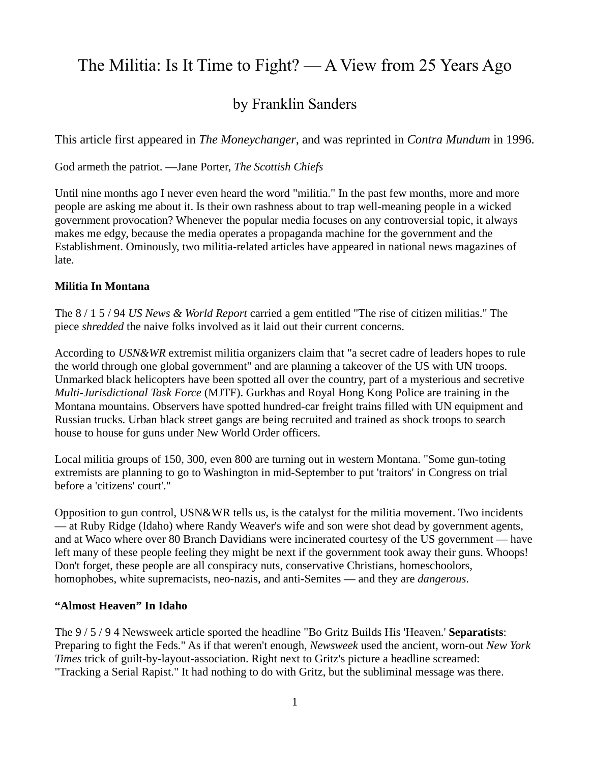# The Militia: Is It Time to Fight? — A View from 25 Years Ago

## by Franklin Sanders

This article first appeared in *The Moneychanger*, and was reprinted in *Contra Mundum* in 1996.

God armeth the patriot. —Jane Porter, *The Scottish Chiefs*

Until nine months ago I never even heard the word "militia." In the past few months, more and more people are asking me about it. Is their own rashness about to trap well-meaning people in a wicked government provocation? Whenever the popular media focuses on any controversial topic, it always makes me edgy, because the media operates a propaganda machine for the government and the Establishment. Ominously, two militia-related articles have appeared in national news magazines of late.

**Militia In Montana**

The 8 / 1 5 / 94 *US News & World Report* carried a gem entitled "The rise of citizen militias." The piece *shredded* the naive folks involved as it laid out their current concerns.

According to *USN&WR* extremist militia organizers claim that "a secret cadre of leaders hopes to rule the world through one global government" and are planning a takeover of the US with UN troops. Unmarked black helicopters have been spotted all over the country, part of a mysterious and secretive *Multi-Jurisdictional Task Force* (MJTF). Gurkhas and Royal Hong Kong Police are training in the Montana mountains. Observers have spotted hundred-car freight trains filled with UN equipment and Russian trucks. Urban black street gangs are being recruited and trained as shock troops to search house to house for guns under New World Order officers.

Local militia groups of 150, 300, even 800 are turning out in western Montana. "Some gun-toting extremists are planning to go to Washington in mid-September to put 'traitors' in Congress on trial before a 'citizens' court'."

Opposition to gun control, USN&WR tells us, is the catalyst for the militia movement. Two incidents — at Ruby Ridge (Idaho) where Randy Weaver's wife and son were shot dead by government agents, and at Waco where over 80 Branch Davidians were incinerated courtesy of the US government — have left many of these people feeling they might be next if the government took away their guns. Whoops! Don't forget, these people are all conspiracy nuts, conservative Christians, homeschoolors, homophobes, white supremacists, neo-nazis, and anti-Semites — and they are *dangerous*.

**"Almost Heaven" In Idaho**

The 9 / 5 / 9 4 Newsweek article sported the headline "Bo Gritz Builds His 'Heaven.' **Separatists**: Preparing to fight the Feds." As if that weren't enough, *Newsweek* used the ancient, worn-out *New York Times* trick of guilt-by-layout-association. Right next to Gritz's picture a headline screamed: "Tracking a Serial Rapist." It had nothing to do with Gritz, but the subliminal message was there.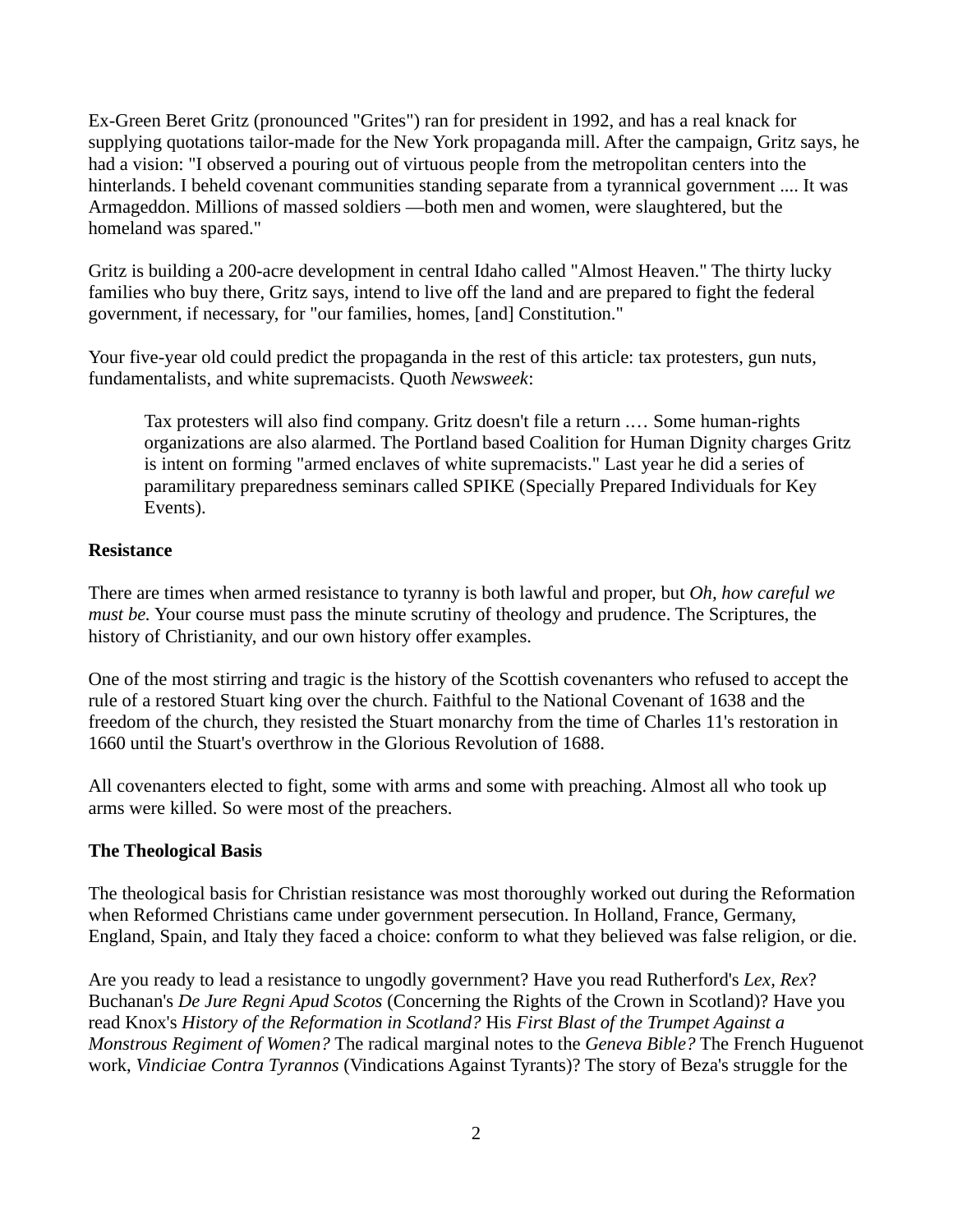Ex-Green Beret Gritz (pronounced "Grites") ran for president in 1992, and has a real knack for supplying quotations tailor-made for the New York propaganda mill. After the campaign, Gritz says, he had a vision: "I observed a pouring out of virtuous people from the metropolitan centers into the hinterlands. I beheld covenant communities standing separate from a tyrannical government .... It was Armageddon. Millions of massed soldiers —both men and women, were slaughtered, but the homeland was spared."

Gritz is building a 200-acre development in central Idaho called "Almost Heaven." The thirty lucky families who buy there, Gritz says, intend to live off the land and are prepared to fight the federal government, if necessary, for "our families, homes, [and] Constitution."

Your five-year old could predict the propaganda in the rest of this article: tax protesters, gun nuts, fundamentalists, and white supremacists. Quoth *Newsweek*:

> Tax protesters will also find company. Gritz doesn't file a return .… Some human-rights organizations are also alarmed. The Portland based Coalition for Human Dignity charges Gritz is intent on forming "armed enclaves of white supremacists." Last year he did a series of paramilitary preparedness seminars called SPIKE (Specially Prepared Individuals for Key Events).

**Resistance**

There are times when armed resistance to tyranny is both lawful and proper, but *Oh, how careful we must be.* Your course must pass the minute scrutiny of theology and prudence. The Scriptures, the history of Christianity, and our own history offer examples.

One of the most stirring and tragic is the history of the Scottish covenanters who refused to accept the rule of a restored Stuart king over the church. Faithful to the National Covenant of 1638 and the freedom of the church, they resisted the Stuart monarchy from the time of Charles 11's restoration in 1660 until the Stuart's overthrow in the Glorious Revolution of 1688.

All covenanters elected to fight, some with arms and some with preaching. Almost all who took up arms were killed. So were most of the preachers.

**The Theological Basis**

The theological basis for Christian resistance was most thoroughly worked out during the Reformation when Reformed Christians came under government persecution. In Holland, France, Germany, England, Spain, and Italy they faced a choice: conform to what they believed was false religion, or die.

Are you ready to lead a resistance to ungodly government? Have you read Rutherford's *Lex, Rex*? Buchanan's *De Jure Regni Apud Scotos* (Concerning the Rights of the Crown in Scotland)? Have you read Knox's *History of the Reformation in Scotland?* His *First Blast of the Trumpet Against a Monstrous Regiment of Women?* The radical marginal notes to the *Geneva Bible?* The French Huguenot work, *Vindiciae Contra Tyrannos* (Vindications Against Tyrants)? The story of Beza's struggle for the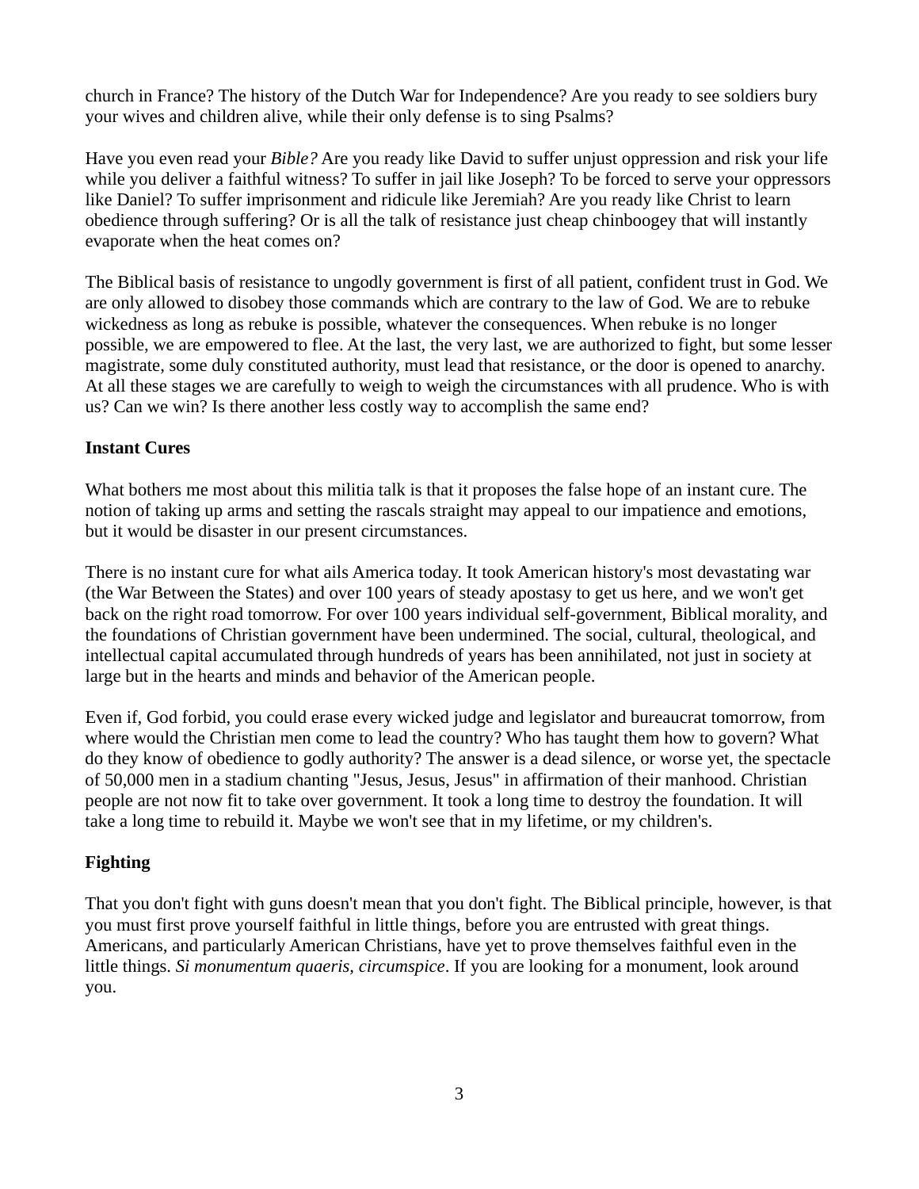church in France? The history of the Dutch War for Independence? Are you ready to see soldiers bury your wives and children alive, while their only defense is to sing Psalms?

Have you even read your *Bible?* Are you ready like David to suffer unjust oppression and risk your life while you deliver a faithful witness? To suffer in jail like Joseph? To be forced to serve your oppressors like Daniel? To suffer imprisonment and ridicule like Jeremiah? Are you ready like Christ to learn obedience through suffering? Or is all the talk of resistance just cheap chinboogey that will instantly evaporate when the heat comes on?

The Biblical basis of resistance to ungodly government is first of all patient, confident trust in God. We are only allowed to disobey those commands which are contrary to the law of God. We are to rebuke wickedness as long as rebuke is possible, whatever the consequences. When rebuke is no longer possible, we are empowered to flee. At the last, the very last, we are authorized to fight, but some lesser magistrate, some duly constituted authority, must lead that resistance, or the door is opened to anarchy. At all these stages we are carefully to weigh to weigh the circumstances with all prudence. Who is with us? Can we win? Is there another less costly way to accomplish the same end?

**Instant Cures**

What bothers me most about this militia talk is that it proposes the false hope of an instant cure. The notion of taking up arms and setting the rascals straight may appeal to our impatience and emotions, but it would be disaster in our present circumstances.

There is no instant cure for what ails America today. It took American history's most devastating war (the War Between the States) and over 100 years of steady apostasy to get us here, and we won't get back on the right road tomorrow. For over 100 years individual self-government, Biblical morality, and the foundations of Christian government have been undermined. The social, cultural, theological, and intellectual capital accumulated through hundreds of years has been annihilated, not just in society at large but in the hearts and minds and behavior of the American people.

Even if, God forbid, you could erase every wicked judge and legislator and bureaucrat tomorrow, from where would the Christian men come to lead the country? Who has taught them how to govern? What do they know of obedience to godly authority? The answer is a dead silence, or worse yet, the spectacle of 50,000 men in a stadium chanting "Jesus, Jesus, Jesus" in affirmation of their manhood. Christian people are not now fit to take over government. It took a long time to destroy the foundation. It will take a long time to rebuild it. Maybe we won't see that in my lifetime, or my children's.

**Fighting**

That you don't fight with guns doesn't mean that you don't fight. The Biblical principle, however, is that you must first prove yourself faithful in little things, before you are entrusted with great things. Americans, and particularly American Christians, have yet to prove themselves faithful even in the little things. *Si monumentum quaeris, circumspice*. If you are looking for a monument, look around you.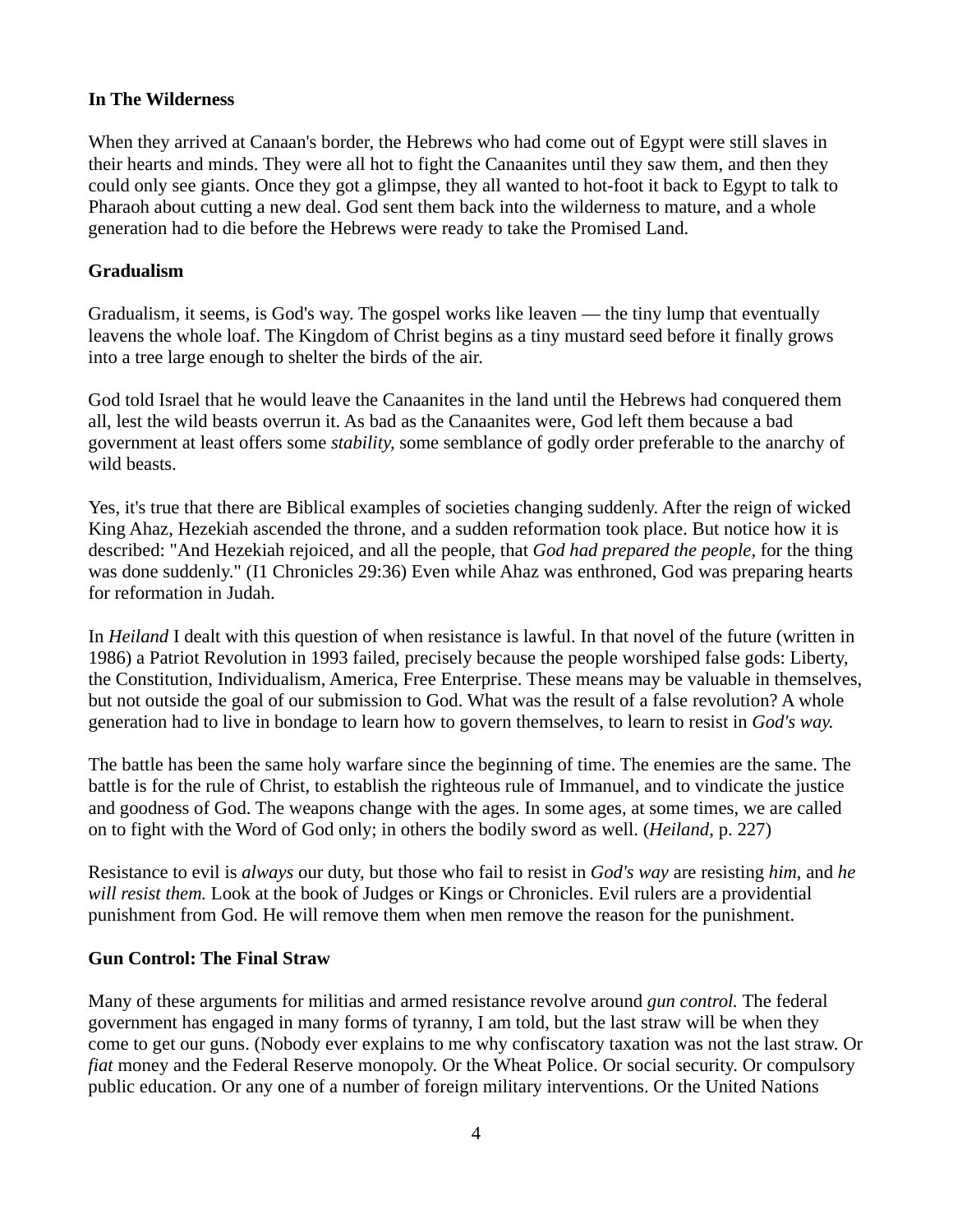**In The Wilderness**

When they arrived at Canaan's border, the Hebrews who had come out of Egypt were still slaves in their hearts and minds. They were all hot to fight the Canaanites until they saw them, and then they could only see giants. Once they got a glimpse, they all wanted to hot-foot it back to Egypt to talk to Pharaoh about cutting a new deal. God sent them back into the wilderness to mature, and a whole generation had to die before the Hebrews were ready to take the Promised Land.

**Gradualism**

Gradualism, it seems, is God's way. The gospel works like leaven — the tiny lump that eventually leavens the whole loaf. The Kingdom of Christ begins as a tiny mustard seed before it finally grows into a tree large enough to shelter the birds of the air.

God told Israel that he would leave the Canaanites in the land until the Hebrews had conquered them all, lest the wild beasts overrun it. As bad as the Canaanites were, God left them because a bad government at least offers some *stability,* some semblance of godly order preferable to the anarchy of wild beasts.

Yes, it's true that there are Biblical examples of societies changing suddenly. After the reign of wicked King Ahaz, Hezekiah ascended the throne, and a sudden reformation took place. But notice how it is described: "And Hezekiah rejoiced, and all the people, that *God had prepared the people,* for the thing was done suddenly." (I1 Chronicles 29:36) Even while Ahaz was enthroned, God was preparing hearts for reformation in Judah.

In *Heiland* I dealt with this question of when resistance is lawful. In that novel of the future (written in 1986) a Patriot Revolution in 1993 failed, precisely because the people worshiped false gods: Liberty, the Constitution, Individualism, America, Free Enterprise. These means may be valuable in themselves, but not outside the goal of our submission to God. What was the result of a false revolution? A whole generation had to live in bondage to learn how to govern themselves, to learn to resist in *God's way.*

The battle has been the same holy warfare since the beginning of time. The enemies are the same. The battle is for the rule of Christ, to establish the righteous rule of Immanuel, and to vindicate the justice and goodness of God. The weapons change with the ages. In some ages, at some times, we are called on to fight with the Word of God only; in others the bodily sword as well. (*Heiland*, p. 227)

Resistance to evil is *always* our duty, but those who fail to resist in *God's way* are resisting *him*, and *he will resist them.* Look at the book of Judges or Kings or Chronicles. Evil rulers are a providential punishment from God. He will remove them when men remove the reason for the punishment.

**Gun Control: The Final Straw**

Many of these arguments for militias and armed resistance revolve around *gun control.* The federal government has engaged in many forms of tyranny, I am told, but the last straw will be when they come to get our guns. (Nobody ever explains to me why confiscatory taxation was not the last straw. Or *fiat* money and the Federal Reserve monopoly. Or the Wheat Police. Or social security. Or compulsory public education. Or any one of a number of foreign military interventions. Or the United Nations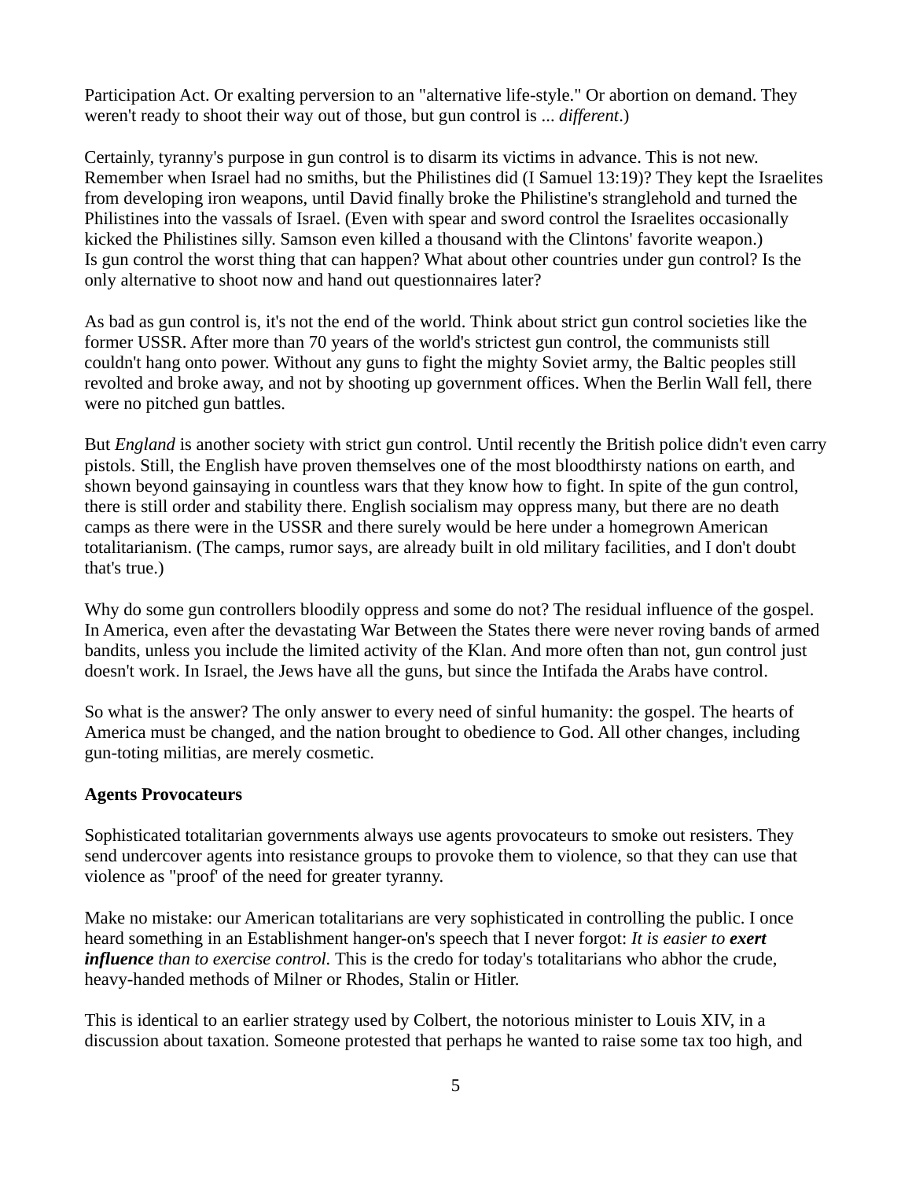Participation Act. Or exalting perversion to an "alternative life-style." Or abortion on demand. They weren't ready to shoot their way out of those, but gun control is ... *different*.)

Certainly, tyranny's purpose in gun control is to disarm its victims in advance. This is not new. Remember when Israel had no smiths, but the Philistines did (I Samuel 13:19)? They kept the Israelites from developing iron weapons, until David finally broke the Philistine's stranglehold and turned the Philistines into the vassals of Israel. (Even with spear and sword control the Israelites occasionally kicked the Philistines silly. Samson even killed a thousand with the Clintons' favorite weapon.)
Is gun control the worst thing that can happen? What about other countries under gun control? Is the only alternative to shoot now and hand out questionnaires later?

As bad as gun control is, it's not the end of the world. Think about strict gun control societies like the former USSR. After more than 70 years of the world's strictest gun control, the communists still couldn't hang onto power. Without any guns to fight the mighty Soviet army, the Baltic peoples still revolted and broke away, and not by shooting up government offices. When the Berlin Wall fell, there were no pitched gun battles.

But *England* is another society with strict gun control. Until recently the British police didn't even carry pistols. Still, the English have proven themselves one of the most bloodthirsty nations on earth, and shown beyond gainsaying in countless wars that they know how to fight. In spite of the gun control, there is still order and stability there. English socialism may oppress many, but there are no death camps as there were in the USSR and there surely would be here under a homegrown American totalitarianism. (The camps, rumor says, are already built in old military facilities, and I don't doubt that's true.)

Why do some gun controllers bloodily oppress and some do not? The residual influence of the gospel. In America, even after the devastating War Between the States there were never roving bands of armed bandits, unless you include the limited activity of the Klan. And more often than not, gun control just doesn't work. In Israel, the Jews have all the guns, but since the Intifada the Arabs have control.

So what is the answer? The only answer to every need of sinful humanity: the gospel. The hearts of America must be changed, and the nation brought to obedience to God. All other changes, including gun-toting militias, are merely cosmetic.

**Agents Provocateurs**

Sophisticated totalitarian governments always use agents provocateurs to smoke out resisters. They send undercover agents into resistance groups to provoke them to violence, so that they can use that violence as "proof' of the need for greater tyranny.

Make no mistake: our American totalitarians are very sophisticated in controlling the public. I once heard something in an Establishment hanger-on's speech that I never forgot: *It is easier to* ***exert influence*** *than to exercise control.* This is the credo for today's totalitarians who abhor the crude, heavy-handed methods of Milner or Rhodes, Stalin or Hitler.

This is identical to an earlier strategy used by Colbert, the notorious minister to Louis XIV, in a discussion about taxation. Someone protested that perhaps he wanted to raise some tax too high, and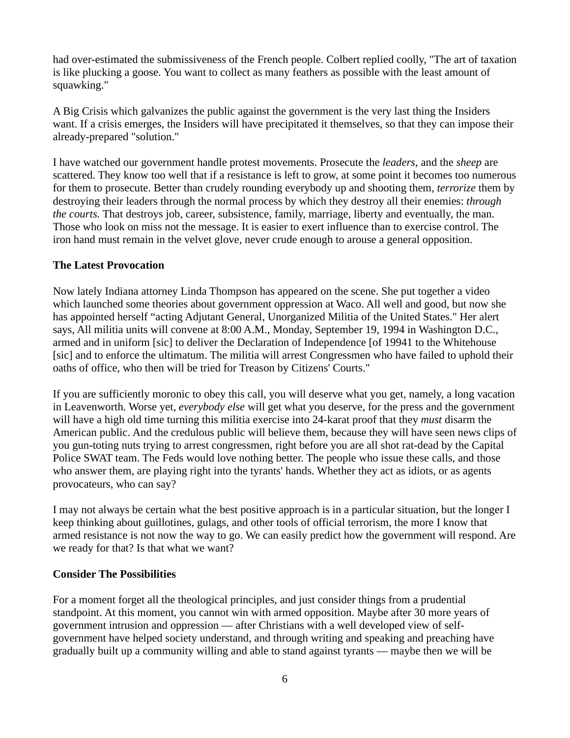had over-estimated the submissiveness of the French people. Colbert replied coolly, "The art of taxation is like plucking a goose. You want to collect as many feathers as possible with the least amount of squawking."

A Big Crisis which galvanizes the public against the government is the very last thing the Insiders want. If a crisis emerges, the Insiders will have precipitated it themselves, so that they can impose their already-prepared "solution."

I have watched our government handle protest movements. Prosecute the *leaders*, and the *sheep* are scattered. They know too well that if a resistance is left to grow, at some point it becomes too numerous for them to prosecute. Better than crudely rounding everybody up and shooting them, *terrorize* them by destroying their leaders through the normal process by which they destroy all their enemies: *through the courts.* That destroys job, career, subsistence, family, marriage, liberty and eventually, the man. Those who look on miss not the message. It is easier to exert influence than to exercise control. The iron hand must remain in the velvet glove, never crude enough to arouse a general opposition.

**The Latest Provocation**

Now lately Indiana attorney Linda Thompson has appeared on the scene. She put together a video which launched some theories about government oppression at Waco. All well and good, but now she has appointed herself "acting Adjutant General, Unorganized Militia of the United States." Her alert says, All militia units will convene at 8:00 A.M., Monday, September 19, 1994 in Washington D.C., armed and in uniform [sic] to deliver the Declaration of Independence [of 19941 to the Whitehouse [sic] and to enforce the ultimatum. The militia will arrest Congressmen who have failed to uphold their oaths of office, who then will be tried for Treason by Citizens' Courts."

If you are sufficiently moronic to obey this call, you will deserve what you get, namely, a long vacation in Leavenworth. Worse yet, *everybody else* will get what you deserve, for the press and the government will have a high old time turning this militia exercise into 24-karat proof that they *must* disarm the American public. And the credulous public will believe them, because they will have seen news clips of you gun-toting nuts trying to arrest congressmen, right before you are all shot rat-dead by the Capital Police SWAT team. The Feds would love nothing better. The people who issue these calls, and those who answer them, are playing right into the tyrants' hands. Whether they act as idiots, or as agents provocateurs, who can say?

I may not always be certain what the best positive approach is in a particular situation, but the longer I keep thinking about guillotines, gulags, and other tools of official terrorism, the more I know that armed resistance is not now the way to go. We can easily predict how the government will respond. Are we ready for that? Is that what we want?

**Consider The Possibilities**

For a moment forget all the theological principles, and just consider things from a prudential standpoint. At this moment, you cannot win with armed opposition. Maybe after 30 more years of government intrusion and oppression — after Christians with a well developed view of self-government have helped society understand, and through writing and speaking and preaching have gradually built up a community willing and able to stand against tyrants — maybe then we will be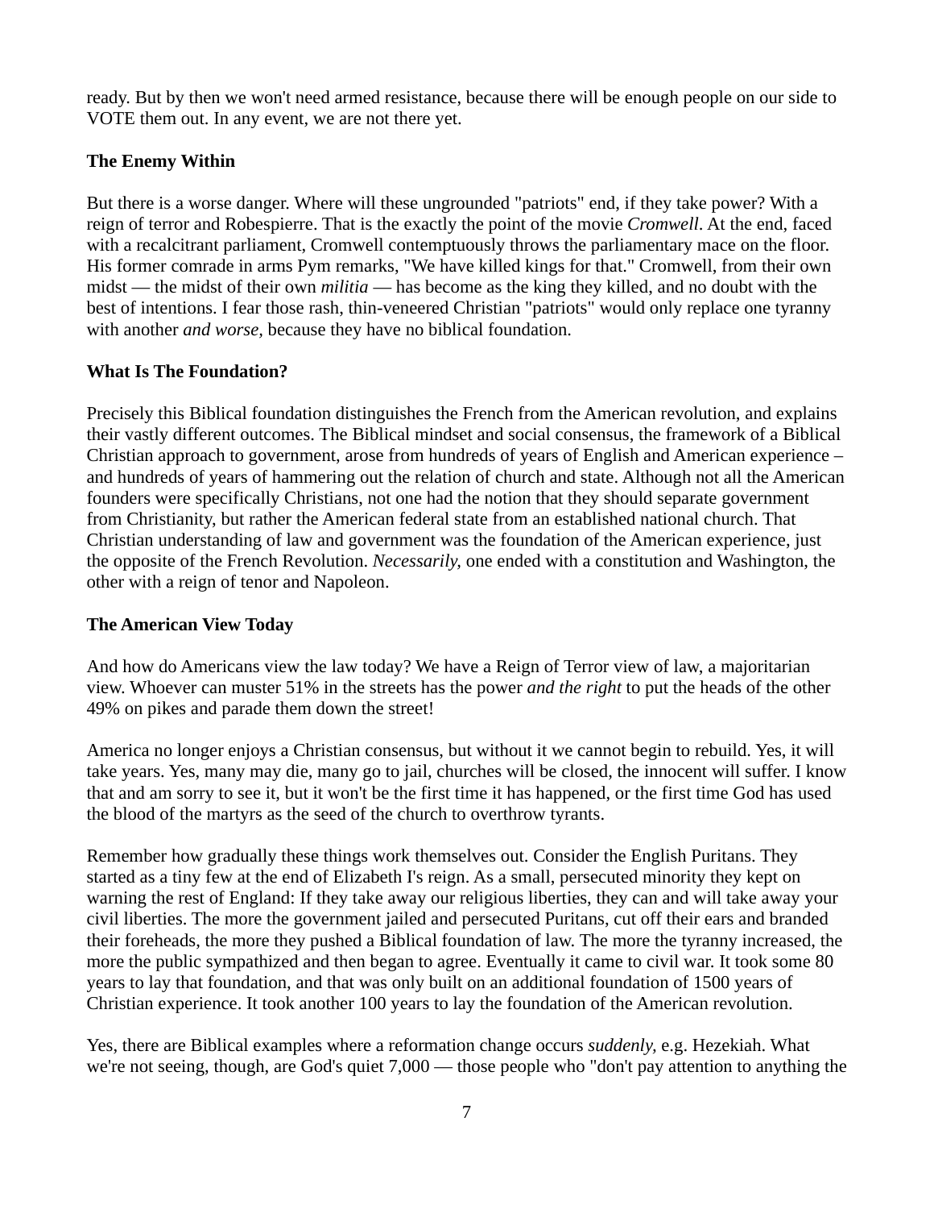ready. But by then we won't need armed resistance, because there will be enough people on our side to VOTE them out. In any event, we are not there yet.

**The Enemy Within**

But there is a worse danger. Where will these ungrounded "patriots" end, if they take power? With a reign of terror and Robespierre. That is the exactly the point of the movie *Cromwell*. At the end, faced with a recalcitrant parliament, Cromwell contemptuously throws the parliamentary mace on the floor. His former comrade in arms Pym remarks, "We have killed kings for that." Cromwell, from their own midst — the midst of their own *militia* — has become as the king they killed, and no doubt with the best of intentions. I fear those rash, thin-veneered Christian "patriots" would only replace one tyranny with another *and worse*, because they have no biblical foundation.

**What Is The Foundation?**

Precisely this Biblical foundation distinguishes the French from the American revolution, and explains their vastly different outcomes. The Biblical mindset and social consensus, the framework of a Biblical Christian approach to government, arose from hundreds of years of English and American experience – and hundreds of years of hammering out the relation of church and state. Although not all the American founders were specifically Christians, not one had the notion that they should separate government from Christianity, but rather the American federal state from an established national church. That Christian understanding of law and government was the foundation of the American experience, just the opposite of the French Revolution. *Necessarily,* one ended with a constitution and Washington, the other with a reign of tenor and Napoleon.

**The American View Today**

And how do Americans view the law today? We have a Reign of Terror view of law, a majoritarian view. Whoever can muster 51% in the streets has the power *and the right* to put the heads of the other 49% on pikes and parade them down the street!

America no longer enjoys a Christian consensus, but without it we cannot begin to rebuild. Yes, it will take years. Yes, many may die, many go to jail, churches will be closed, the innocent will suffer. I know that and am sorry to see it, but it won't be the first time it has happened, or the first time God has used the blood of the martyrs as the seed of the church to overthrow tyrants.

Remember how gradually these things work themselves out. Consider the English Puritans. They started as a tiny few at the end of Elizabeth I's reign. As a small, persecuted minority they kept on warning the rest of England: If they take away our religious liberties, they can and will take away your civil liberties. The more the government jailed and persecuted Puritans, cut off their ears and branded their foreheads, the more they pushed a Biblical foundation of law. The more the tyranny increased, the more the public sympathized and then began to agree. Eventually it came to civil war. It took some 80 years to lay that foundation, and that was only built on an additional foundation of 1500 years of Christian experience. It took another 100 years to lay the foundation of the American revolution.

Yes, there are Biblical examples where a reformation change occurs *suddenly,* e.g. Hezekiah. What we're not seeing, though, are God's quiet 7,000 — those people who "don't pay attention to anything the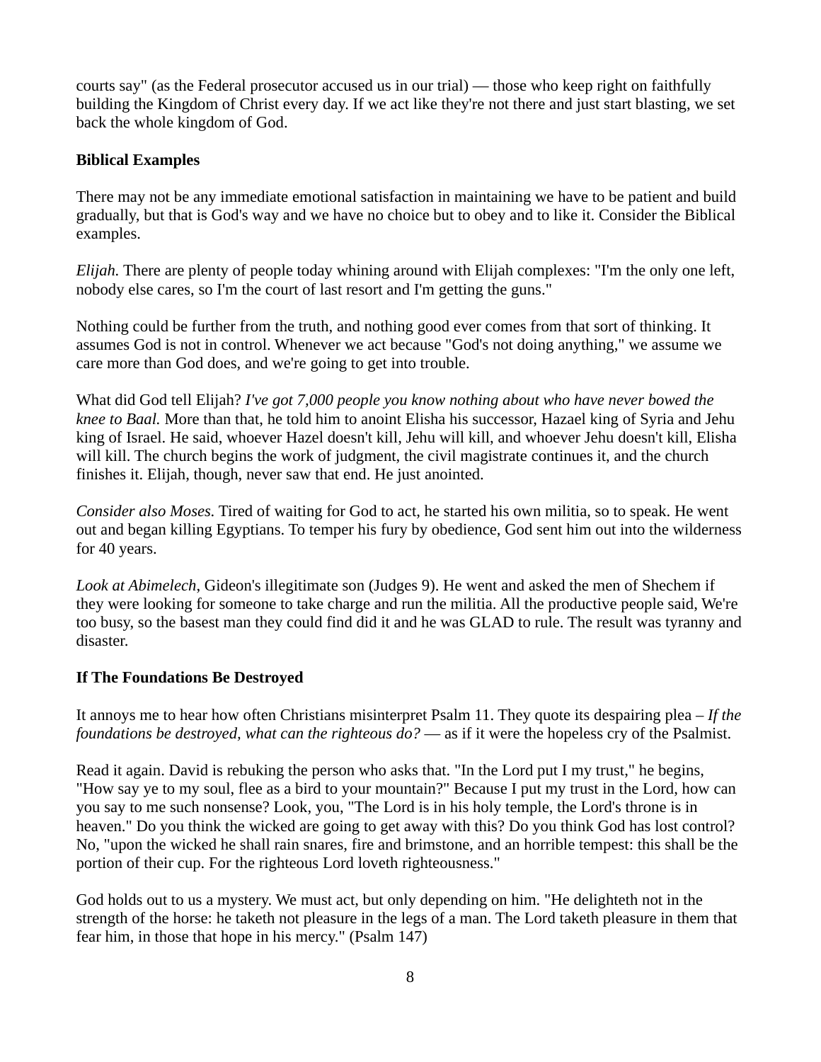courts say" (as the Federal prosecutor accused us in our trial) — those who keep right on faithfully building the Kingdom of Christ every day. If we act like they're not there and just start blasting, we set back the whole kingdom of God.

**Biblical Examples**

There may not be any immediate emotional satisfaction in maintaining we have to be patient and build gradually, but that is God's way and we have no choice but to obey and to like it. Consider the Biblical examples.

*Elijah.* There are plenty of people today whining around with Elijah complexes: "I'm the only one left, nobody else cares, so I'm the court of last resort and I'm getting the guns."

Nothing could be further from the truth, and nothing good ever comes from that sort of thinking. It assumes God is not in control. Whenever we act because "God's not doing anything," we assume we care more than God does, and we're going to get into trouble.

What did God tell Elijah? *I've got 7,000 people you know nothing about who have never bowed the knee to Baal.* More than that, he told him to anoint Elisha his successor, Hazael king of Syria and Jehu king of Israel. He said, whoever Hazel doesn't kill, Jehu will kill, and whoever Jehu doesn't kill, Elisha will kill. The church begins the work of judgment, the civil magistrate continues it, and the church finishes it. Elijah, though, never saw that end. He just anointed.

*Consider also Moses.* Tired of waiting for God to act, he started his own militia, so to speak. He went out and began killing Egyptians. To temper his fury by obedience, God sent him out into the wilderness for 40 years.

*Look at Abimelech,* Gideon's illegitimate son (Judges 9). He went and asked the men of Shechem if they were looking for someone to take charge and run the militia. All the productive people said, We're too busy, so the basest man they could find did it and he was GLAD to rule. The result was tyranny and disaster.

**If The Foundations Be Destroyed**

It annoys me to hear how often Christians misinterpret Psalm 11. They quote its despairing plea – *If the foundations be destroyed, what can the righteous do?* — as if it were the hopeless cry of the Psalmist.

Read it again. David is rebuking the person who asks that. "In the Lord put I my trust," he begins, "How say ye to my soul, flee as a bird to your mountain?" Because I put my trust in the Lord, how can you say to me such nonsense? Look, you, "The Lord is in his holy temple, the Lord's throne is in heaven." Do you think the wicked are going to get away with this? Do you think God has lost control? No, "upon the wicked he shall rain snares, fire and brimstone, and an horrible tempest: this shall be the portion of their cup. For the righteous Lord loveth righteousness."

God holds out to us a mystery. We must act, but only depending on him. "He delighteth not in the strength of the horse: he taketh not pleasure in the legs of a man. The Lord taketh pleasure in them that fear him, in those that hope in his mercy." (Psalm 147)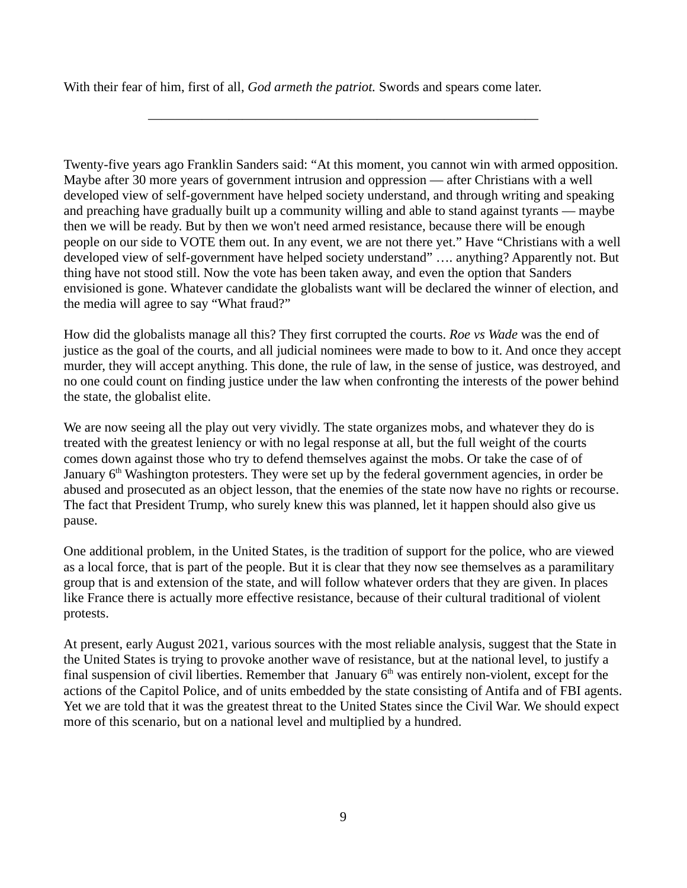With their fear of him, first of all, *God armeth the patriot.* Swords and spears come later.

---

Twenty-five years ago Franklin Sanders said: “At this moment, you cannot win with armed opposition. Maybe after 30 more years of government intrusion and oppression — after Christians with a well developed view of self-government have helped society understand, and through writing and speaking and preaching have gradually built up a community willing and able to stand against tyrants — maybe then we will be ready. But by then we won't need armed resistance, because there will be enough people on our side to VOTE them out. In any event, we are not there yet.” Have “Christians with a well developed view of self-government have helped society understand” …. anything? Apparently not. But thing have not stood still. Now the vote has been taken away, and even the option that Sanders envisioned is gone. Whatever candidate the globalists want will be declared the winner of election, and the media will agree to say “What fraud?”

How did the globalists manage all this? They first corrupted the courts. *Roe vs Wade* was the end of justice as the goal of the courts, and all judicial nominees were made to bow to it. And once they accept murder, they will accept anything. This done, the rule of law, in the sense of justice, was destroyed, and no one could count on finding justice under the law when confronting the interests of the power behind the state, the globalist elite.

We are now seeing all the play out very vividly. The state organizes mobs, and whatever they do is treated with the greatest leniency or with no legal response at all, but the full weight of the courts comes down against those who try to defend themselves against the mobs. Or take the case of of January 6th Washington protesters. They were set up by the federal government agencies, in order be abused and prosecuted as an object lesson, that the enemies of the state now have no rights or recourse. The fact that President Trump, who surely knew this was planned, let it happen should also give us pause.

One additional problem, in the United States, is the tradition of support for the police, who are viewed as a local force, that is part of the people. But it is clear that they now see themselves as a paramilitary group that is and extension of the state, and will follow whatever orders that they are given. In places like France there is actually more effective resistance, because of their cultural traditional of violent protests.

At present, early August 2021, various sources with the most reliable analysis, suggest that the State in the United States is trying to provoke another wave of resistance, but at the national level, to justify a final suspension of civil liberties. Remember that January 6th was entirely non-violent, except for the actions of the Capitol Police, and of units embedded by the state consisting of Antifa and of FBI agents. Yet we are told that it was the greatest threat to the United States since the Civil War. We should expect more of this scenario, but on a national level and multiplied by a hundred.